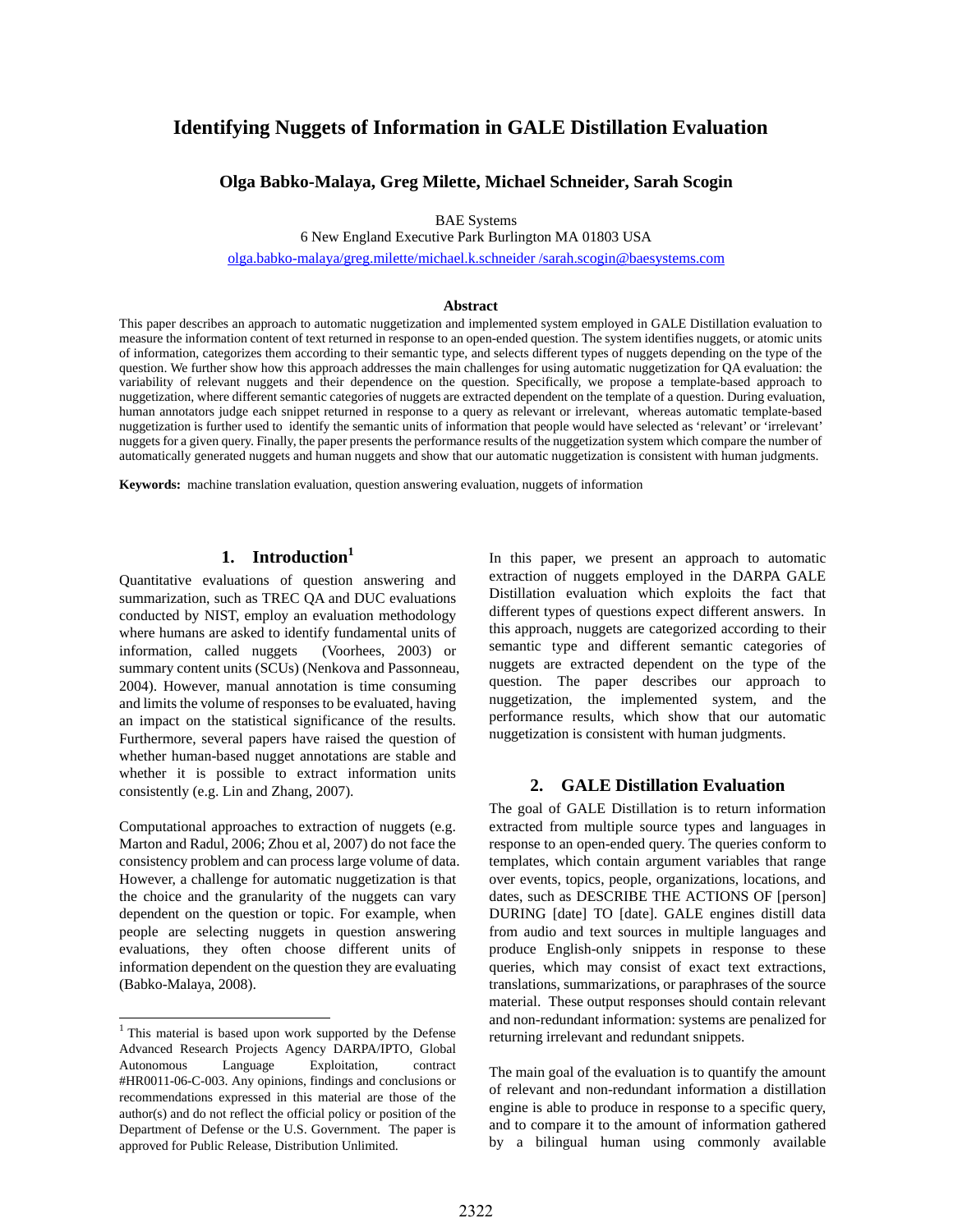# Identifying Nuggets of Information in GALE Distillation Evaluation

**Olga Babko-Malaya, Greg Milette, Michael Schneider, Sarah Scogin**

BAE Systems
6 New England Executive Park Burlington MA 01803 USA
olga.babko-malaya/greg.milette/michael.k.schneider /sarah.scogin@baesystems.com

### Abstract

This paper describes an approach to automatic nuggetization and implemented system employed in GALE Distillation evaluation to measure the information content of text returned in response to an open-ended question. The system identifies nuggets, or atomic units of information, categorizes them according to their semantic type, and selects different types of nuggets depending on the type of the question. We further show how this approach addresses the main challenges for using automatic nuggetization for QA evaluation: the variability of relevant nuggets and their dependence on the question. Specifically, we propose a template-based approach to nuggetization, where different semantic categories of nuggets are extracted dependent on the template of a question. During evaluation, human annotators judge each snippet returned in response to a query as relevant or irrelevant, whereas automatic template-based nuggetization is further used to identify the semantic units of information that people would have selected as 'relevant' or 'irrelevant' nuggets for a given query. Finally, the paper presents the performance results of the nuggetization system which compare the number of automatically generated nuggets and human nuggets and show that our automatic nuggetization is consistent with human judgments.

**Keywords:** machine translation evaluation, question answering evaluation, nuggets of information

## 1. Introduction[1]

Quantitative evaluations of question answering and summarization, such as TREC QA and DUC evaluations conducted by NIST, employ an evaluation methodology where humans are asked to identify fundamental units of information, called nuggets (Voorhees, 2003) or summary content units (SCUs) (Nenkova and Passonneau, 2004). However, manual annotation is time consuming and limits the volume of responses to be evaluated, having an impact on the statistical significance of the results. Furthermore, several papers have raised the question of whether human-based nugget annotations are stable and whether it is possible to extract information units consistently (e.g. Lin and Zhang, 2007).

Computational approaches to extraction of nuggets (e.g. Marton and Radul, 2006; Zhou et al, 2007) do not face the consistency problem and can process large volume of data. However, a challenge for automatic nuggetization is that the choice and the granularity of the nuggets can vary dependent on the question or topic. For example, when people are selecting nuggets in question answering evaluations, they often choose different units of information dependent on the question they are evaluating (Babko-Malaya, 2008).

[1] This material is based upon work supported by the Defense Advanced Research Projects Agency DARPA/IPTO, Global Autonomous Language Exploitation, contract #HR0011-06-C-003. Any opinions, findings and conclusions or recommendations expressed in this material are those of the author(s) and do not reflect the official policy or position of the Department of Defense or the U.S. Government. The paper is approved for Public Release, Distribution Unlimited.

In this paper, we present an approach to automatic extraction of nuggets employed in the DARPA GALE Distillation evaluation which exploits the fact that different types of questions expect different answers. In this approach, nuggets are categorized according to their semantic type and different semantic categories of nuggets are extracted dependent on the type of the question. The paper describes our approach to nuggetization, the implemented system, and the performance results, which show that our automatic nuggetization is consistent with human judgments.

## 2. GALE Distillation Evaluation

The goal of GALE Distillation is to return information extracted from multiple source types and languages in response to an open-ended query. The queries conform to templates, which contain argument variables that range over events, topics, people, organizations, locations, and dates, such as DESCRIBE THE ACTIONS OF [person] DURING [date] TO [date]. GALE engines distill data from audio and text sources in multiple languages and produce English-only snippets in response to these queries, which may consist of exact text extractions, translations, summarizations, or paraphrases of the source material. These output responses should contain relevant and non-redundant information: systems are penalized for returning irrelevant and redundant snippets.

The main goal of the evaluation is to quantify the amount of relevant and non-redundant information a distillation engine is able to produce in response to a specific query, and to compare it to the amount of information gathered by a bilingual human using commonly available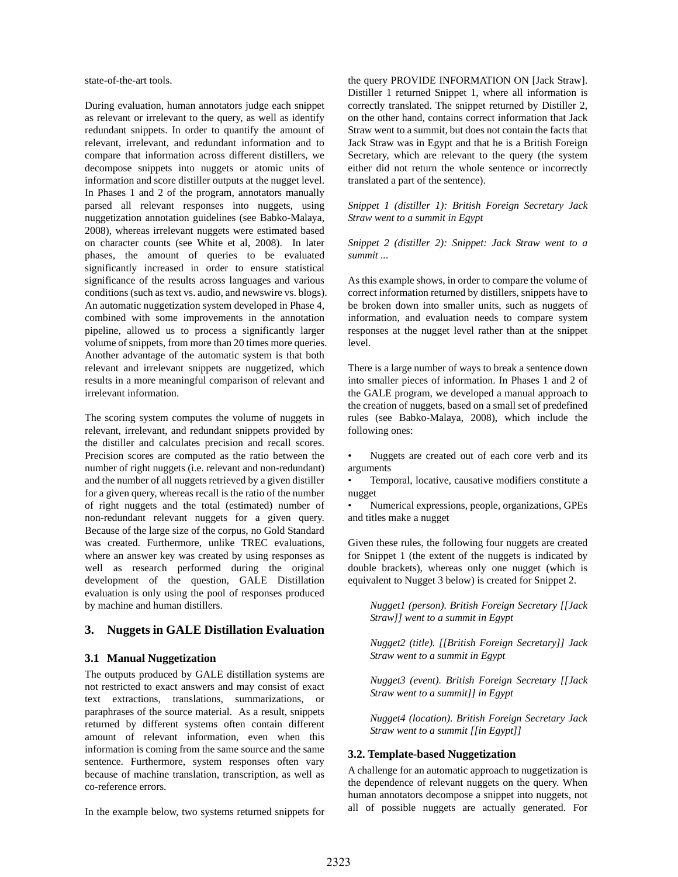state-of-the-art tools.

During evaluation, human annotators judge each snippet as relevant or irrelevant to the query, as well as identify redundant snippets. In order to quantify the amount of relevant, irrelevant, and redundant information and to compare that information across different distillers, we decompose snippets into nuggets or atomic units of information and score distiller outputs at the nugget level. In Phases 1 and 2 of the program, annotators manually parsed all relevant responses into nuggets, using nuggetization annotation guidelines (see Babko-Malaya, 2008), whereas irrelevant nuggets were estimated based on character counts (see White et al, 2008). In later phases, the amount of queries to be evaluated significantly increased in order to ensure statistical significance of the results across languages and various conditions (such as text vs. audio, and newswire vs. blogs). An automatic nuggetization system developed in Phase 4, combined with some improvements in the annotation pipeline, allowed us to process a significantly larger volume of snippets, from more than 20 times more queries. Another advantage of the automatic system is that both relevant and irrelevant snippets are nuggetized, which results in a more meaningful comparison of relevant and irrelevant information.

The scoring system computes the volume of nuggets in relevant, irrelevant, and redundant snippets provided by the distiller and calculates precision and recall scores. Precision scores are computed as the ratio between the number of right nuggets (i.e. relevant and non-redundant) and the number of all nuggets retrieved by a given distiller for a given query, whereas recall is the ratio of the number of right nuggets and the total (estimated) number of non-redundant relevant nuggets for a given query. Because of the large size of the corpus, no Gold Standard was created. Furthermore, unlike TREC evaluations, where an answer key was created by using responses as well as research performed during the original development of the question, GALE Distillation evaluation is only using the pool of responses produced by machine and human distillers.

## 3. Nuggets in GALE Distillation Evaluation

### 3.1 Manual Nuggetization

The outputs produced by GALE distillation systems are not restricted to exact answers and may consist of exact text extractions, translations, summarizations, or paraphrases of the source material. As a result, snippets returned by different systems often contain different amount of relevant information, even when this information is coming from the same source and the same sentence. Furthermore, system responses often vary because of machine translation, transcription, as well as co-reference errors.

In the example below, two systems returned snippets for the query PROVIDE INFORMATION ON [Jack Straw]. Distiller 1 returned Snippet 1, where all information is correctly translated. The snippet returned by Distiller 2, on the other hand, contains correct information that Jack Straw went to a summit, but does not contain the facts that Jack Straw was in Egypt and that he is a British Foreign Secretary, which are relevant to the query (the system either did not return the whole sentence or incorrectly translated a part of the sentence).

*Snippet 1 (distiller 1): British Foreign Secretary Jack Straw went to a summit in Egypt*

*Snippet 2 (distiller 2): Snippet: Jack Straw went to a summit ...*

As this example shows, in order to compare the volume of correct information returned by distillers, snippets have to be broken down into smaller units, such as nuggets of information, and evaluation needs to compare system responses at the nugget level rather than at the snippet level.

There is a large number of ways to break a sentence down into smaller pieces of information. In Phases 1 and 2 of the GALE program, we developed a manual approach to the creation of nuggets, based on a small set of predefined rules (see Babko-Malaya, 2008), which include the following ones:

- Nuggets are created out of each core verb and its arguments
- Temporal, locative, causative modifiers constitute a nugget
- Numerical expressions, people, organizations, GPEs and titles make a nugget

Given these rules, the following four nuggets are created for Snippet 1 (the extent of the nuggets is indicated by double brackets), whereas only one nugget (which is equivalent to Nugget 3 below) is created for Snippet 2.

> *Nugget1 (person). British Foreign Secretary [[Jack Straw]] went to a summit in Egypt*
>
> *Nugget2 (title). [[British Foreign Secretary]] Jack Straw went to a summit in Egypt*
>
> *Nugget3 (event). British Foreign Secretary [[Jack Straw went to a summit]] in Egypt*
>
> *Nugget4 (location). British Foreign Secretary Jack Straw went to a summit [[in Egypt]]*

### 3.2. Template-based Nuggetization

A challenge for an automatic approach to nuggetization is the dependence of relevant nuggets on the query. When human annotators decompose a snippet into nuggets, not all of possible nuggets are actually generated. For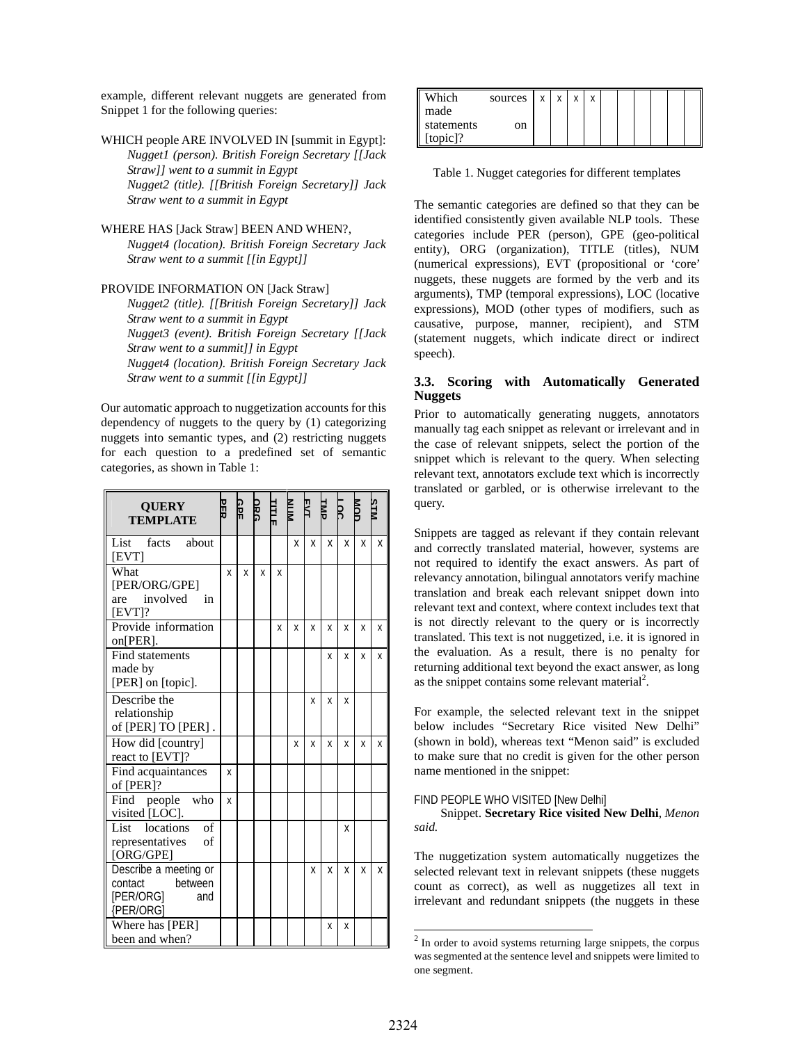example, different relevant nuggets are generated from Snippet 1 for the following queries:

WHICH people ARE INVOLVED IN [summit in Egypt]:
*Nugget1 (person). British Foreign Secretary [[Jack Straw]] went to a summit in Egypt*
*Nugget2 (title). [[British Foreign Secretary]] Jack Straw went to a summit in Egypt*

WHERE HAS [Jack Straw] BEEN AND WHEN?,
*Nugget4 (location). British Foreign Secretary Jack Straw went to a summit [[in Egypt]]*

PROVIDE INFORMATION ON [Jack Straw]
*Nugget2 (title). [[British Foreign Secretary]] Jack Straw went to a summit in Egypt*
*Nugget3 (event). British Foreign Secretary [[Jack Straw went to a summit]] in Egypt*
*Nugget4 (location). British Foreign Secretary Jack Straw went to a summit [[in Egypt]]*

Our automatic approach to nuggetization accounts for this dependency of nuggets to the query by (1) categorizing nuggets into semantic types, and (2) restricting nuggets for each question to a predefined set of semantic categories, as shown in Table 1:

| QUERY TEMPLATE | PER | GPE | ORG | TITLE | NUM | EVT | TMP | LOC | MOD | STM |
|---|---|---|---|---|---|---|---|---|---|---|
| List facts about [EVT] | | | | | x | x | x | x | x | x |
| What [PER/ORG/GPE] are involved in [EVT]? | x | x | x | x | | | | | | |
| Provide information on[PER]. | | | | x | x | x | x | x | x | x |
| Find statements made by [PER] on [topic]. | | | | | | | x | x | x | x |
| Describe the relationship of [PER] TO [PER] . | | | | | | x | x | x | | |
| How did [country] react to [EVT]? | | | | | x | x | x | x | x | x |
| Find acquaintances of [PER]? | x | | | | | | | | | |
| Find people who visited [LOC]. | x | | | | | | | | | |
| List locations of representatives of [ORG/GPE] | | | | | | | | x | | |
| Describe a meeting or contact between [PER/ORG] and {PER/ORG] | | | | | | x | x | x | x | x |
| Where has [PER] been and when? | | | | | | | x | x | | |
| Which sources made statements on [topic]? | x | x | x | x | | | | | | |

Table 1. Nugget categories for different templates

The semantic categories are defined so that they can be identified consistently given available NLP tools. These categories include PER (person), GPE (geo-political entity), ORG (organization), TITLE (titles), NUM (numerical expressions), EVT (propositional or 'core' nuggets, these nuggets are formed by the verb and its arguments), TMP (temporal expressions), LOC (locative expressions), MOD (other types of modifiers, such as causative, purpose, manner, recipient), and STM (statement nuggets, which indicate direct or indirect speech).

### 3.3. Scoring with Automatically Generated Nuggets

Prior to automatically generating nuggets, annotators manually tag each snippet as relevant or irrelevant and in the case of relevant snippets, select the portion of the snippet which is relevant to the query. When selecting relevant text, annotators exclude text which is incorrectly translated or garbled, or is otherwise irrelevant to the query.

Snippets are tagged as relevant if they contain relevant and correctly translated material, however, systems are not required to identify the exact answers. As part of relevancy annotation, bilingual annotators verify machine translation and break each relevant snippet down into relevant text and context, where context includes text that is not directly relevant to the query or is incorrectly translated. This text is not nuggetized, i.e. it is ignored in the evaluation. As a result, there is no penalty for returning additional text beyond the exact answer, as long as the snippet contains some relevant material[2].

For example, the selected relevant text in the snippet below includes "Secretary Rice visited New Delhi" (shown in bold), whereas text "Menon said" is excluded to make sure that no credit is given for the other person name mentioned in the snippet:

FIND PEOPLE WHO VISITED [New Delhi]
Snippet. **Secretary Rice visited New Delhi**, *Menon said.*

The nuggetization system automatically nuggetizes the selected relevant text in relevant snippets (these nuggets count as correct), as well as nuggetizes all text in irrelevant and redundant snippets (the nuggets in these

[2] In order to avoid systems returning large snippets, the corpus was segmented at the sentence level and snippets were limited to one segment.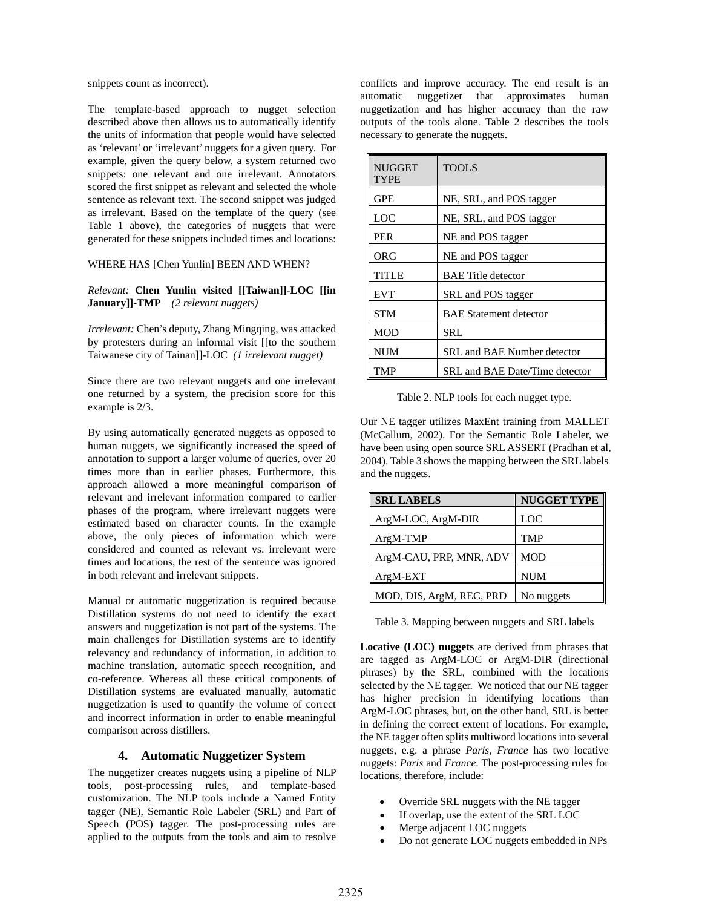snippets count as incorrect).

The template-based approach to nugget selection described above then allows us to automatically identify the units of information that people would have selected as 'relevant' or 'irrelevant' nuggets for a given query. For example, given the query below, a system returned two snippets: one relevant and one irrelevant. Annotators scored the first snippet as relevant and selected the whole sentence as relevant text. The second snippet was judged as irrelevant. Based on the template of the query (see Table 1 above), the categories of nuggets that were generated for these snippets included times and locations:

WHERE HAS [Chen Yunlin] BEEN AND WHEN?

*Relevant:* **Chen Yunlin visited [[Taiwan]]-LOC [[in January]]-TMP** *(2 relevant nuggets)*

*Irrelevant:* Chen's deputy, Zhang Mingqing, was attacked by protesters during an informal visit [[to the southern Taiwanese city of Tainan]]-LOC *(1 irrelevant nugget)*

Since there are two relevant nuggets and one irrelevant one returned by a system, the precision score for this example is 2/3.

By using automatically generated nuggets as opposed to human nuggets, we significantly increased the speed of annotation to support a larger volume of queries, over 20 times more than in earlier phases. Furthermore, this approach allowed a more meaningful comparison of relevant and irrelevant information compared to earlier phases of the program, where irrelevant nuggets were estimated based on character counts. In the example above, the only pieces of information which were considered and counted as relevant vs. irrelevant were times and locations, the rest of the sentence was ignored in both relevant and irrelevant snippets.

Manual or automatic nuggetization is required because Distillation systems do not need to identify the exact answers and nuggetization is not part of the systems. The main challenges for Distillation systems are to identify relevancy and redundancy of information, in addition to machine translation, automatic speech recognition, and co-reference. Whereas all these critical components of Distillation systems are evaluated manually, automatic nuggetization is used to quantify the volume of correct and incorrect information in order to enable meaningful comparison across distillers.

## 4. Automatic Nuggetizer System

The nuggetizer creates nuggets using a pipeline of NLP tools, post-processing rules, and template-based customization. The NLP tools include a Named Entity tagger (NE), Semantic Role Labeler (SRL) and Part of Speech (POS) tagger. The post-processing rules are applied to the outputs from the tools and aim to resolve conflicts and improve accuracy. The end result is an automatic nuggetizer that approximates human nuggetization and has higher accuracy than the raw outputs of the tools alone. Table 2 describes the tools necessary to generate the nuggets.

| NUGGET TYPE | TOOLS |
|---|---|
| GPE | NE, SRL, and POS tagger |
| LOC | NE, SRL, and POS tagger |
| PER | NE and POS tagger |
| ORG | NE and POS tagger |
| TITLE | BAE Title detector |
| EVT | SRL and POS tagger |
| STM | BAE Statement detector |
| MOD | SRL |
| NUM | SRL and BAE Number detector |
| TMP | SRL and BAE Date/Time detector |

Table 2. NLP tools for each nugget type.

Our NE tagger utilizes MaxEnt training from MALLET (McCallum, 2002). For the Semantic Role Labeler, we have been using open source SRL ASSERT (Pradhan et al, 2004). Table 3 shows the mapping between the SRL labels and the nuggets.

| SRL LABELS | NUGGET TYPE |
|---|---|
| ArgM-LOC, ArgM-DIR | LOC |
| ArgM-TMP | TMP |
| ArgM-CAU, PRP, MNR, ADV | MOD |
| ArgM-EXT | NUM |
| MOD, DIS, ArgM, REC, PRD | No nuggets |

Table 3. Mapping between nuggets and SRL labels

**Locative (LOC) nuggets** are derived from phrases that are tagged as ArgM-LOC or ArgM-DIR (directional phrases) by the SRL, combined with the locations selected by the NE tagger. We noticed that our NE tagger has higher precision in identifying locations than ArgM-LOC phrases, but, on the other hand, SRL is better in defining the correct extent of locations. For example, the NE tagger often splits multiword locations into several nuggets, e.g. a phrase *Paris, France* has two locative nuggets: *Paris* and *France*. The post-processing rules for locations, therefore, include:

- Override SRL nuggets with the NE tagger
- If overlap, use the extent of the SRL LOC
- Merge adjacent LOC nuggets
- Do not generate LOC nuggets embedded in NPs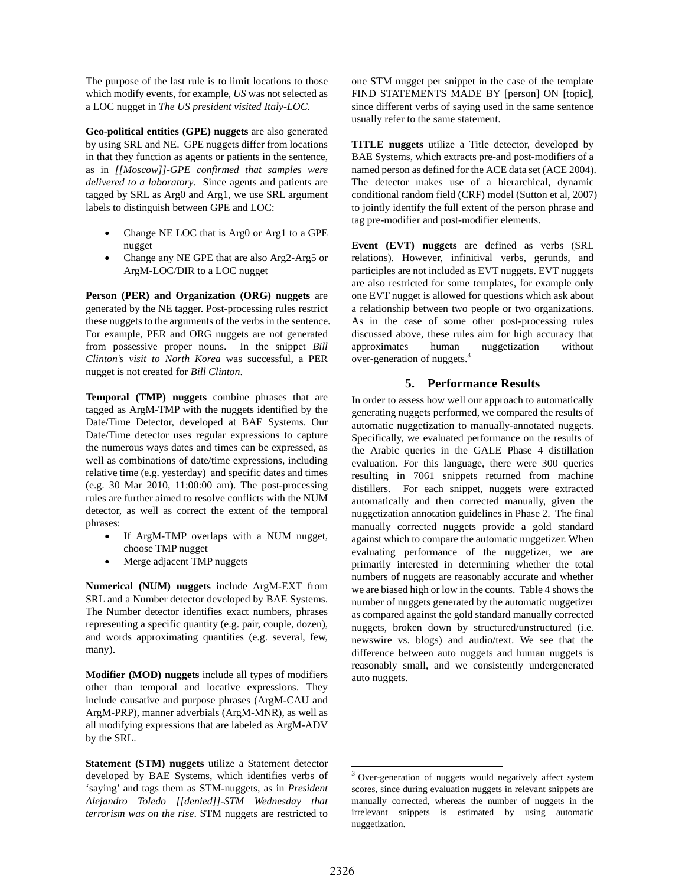The purpose of the last rule is to limit locations to those which modify events, for example, *US* was not selected as a LOC nugget in *The US president visited Italy-LOC.*

**Geo-political entities (GPE) nuggets** are also generated by using SRL and NE. GPE nuggets differ from locations in that they function as agents or patients in the sentence, as in *[[Moscow]]-GPE confirmed that samples were delivered to a laboratory*. Since agents and patients are tagged by SRL as Arg0 and Arg1, we use SRL argument labels to distinguish between GPE and LOC:

- Change NE LOC that is Arg0 or Arg1 to a GPE nugget
- Change any NE GPE that are also Arg2-Arg5 or ArgM-LOC/DIR to a LOC nugget

**Person (PER) and Organization (ORG) nuggets** are generated by the NE tagger. Post-processing rules restrict these nuggets to the arguments of the verbs in the sentence. For example, PER and ORG nuggets are not generated from possessive proper nouns. In the snippet *Bill Clinton's visit to North Korea* was successful, a PER nugget is not created for *Bill Clinton*.

**Temporal (TMP) nuggets** combine phrases that are tagged as ArgM-TMP with the nuggets identified by the Date/Time Detector, developed at BAE Systems. Our Date/Time detector uses regular expressions to capture the numerous ways dates and times can be expressed, as well as combinations of date/time expressions, including relative time (e.g. yesterday) and specific dates and times (e.g. 30 Mar 2010, 11:00:00 am). The post-processing rules are further aimed to resolve conflicts with the NUM detector, as well as correct the extent of the temporal phrases:

- If ArgM-TMP overlaps with a NUM nugget, choose TMP nugget
- Merge adjacent TMP nuggets

**Numerical (NUM) nuggets** include ArgM-EXT from SRL and a Number detector developed by BAE Systems. The Number detector identifies exact numbers, phrases representing a specific quantity (e.g. pair, couple, dozen), and words approximating quantities (e.g. several, few, many).

**Modifier (MOD) nuggets** include all types of modifiers other than temporal and locative expressions. They include causative and purpose phrases (ArgM-CAU and ArgM-PRP), manner adverbials (ArgM-MNR), as well as all modifying expressions that are labeled as ArgM-ADV by the SRL.

**Statement (STM) nuggets** utilize a Statement detector developed by BAE Systems, which identifies verbs of 'saying' and tags them as STM-nuggets, as in *President Alejandro Toledo [[denied]]-STM Wednesday that terrorism was on the rise*. STM nuggets are restricted to one STM nugget per snippet in the case of the template FIND STATEMENTS MADE BY [person] ON [topic], since different verbs of saying used in the same sentence usually refer to the same statement.

**TITLE nuggets** utilize a Title detector, developed by BAE Systems, which extracts pre-and post-modifiers of a named person as defined for the ACE data set (ACE 2004). The detector makes use of a hierarchical, dynamic conditional random field (CRF) model (Sutton et al, 2007) to jointly identify the full extent of the person phrase and tag pre-modifier and post-modifier elements.

**Event (EVT) nuggets** are defined as verbs (SRL relations). However, infinitival verbs, gerunds, and participles are not included as EVT nuggets. EVT nuggets are also restricted for some templates, for example only one EVT nugget is allowed for questions which ask about a relationship between two people or two organizations. As in the case of some other post-processing rules discussed above, these rules aim for high accuracy that approximates human nuggetization without over-generation of nuggets.[3]

## 5. Performance Results

In order to assess how well our approach to automatically generating nuggets performed, we compared the results of automatic nuggetization to manually-annotated nuggets. Specifically, we evaluated performance on the results of the Arabic queries in the GALE Phase 4 distillation evaluation. For this language, there were 300 queries resulting in 7061 snippets returned from machine distillers. For each snippet, nuggets were extracted automatically and then corrected manually, given the nuggetization annotation guidelines in Phase 2. The final manually corrected nuggets provide a gold standard against which to compare the automatic nuggetizer. When evaluating performance of the nuggetizer, we are primarily interested in determining whether the total numbers of nuggets are reasonably accurate and whether we are biased high or low in the counts. Table 4 shows the number of nuggets generated by the automatic nuggetizer as compared against the gold standard manually corrected nuggets, broken down by structured/unstructured (i.e. newswire vs. blogs) and audio/text. We see that the difference between auto nuggets and human nuggets is reasonably small, and we consistently undergenerated auto nuggets.

[3] Over-generation of nuggets would negatively affect system scores, since during evaluation nuggets in relevant snippets are manually corrected, whereas the number of nuggets in the irrelevant snippets is estimated by using automatic nuggetization.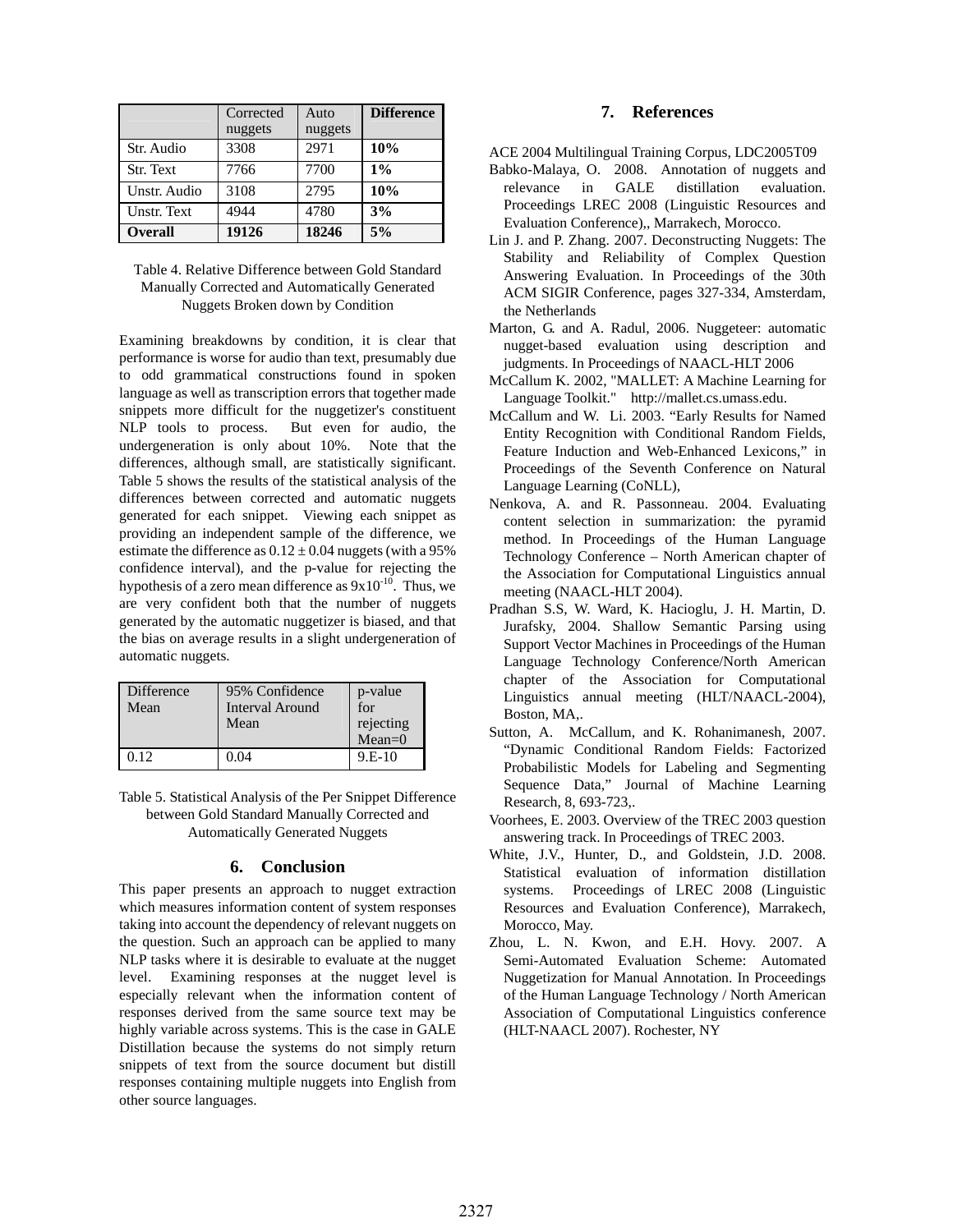| | Corrected nuggets | Auto nuggets | **Difference** |
|---|---|---|---|
| Str. Audio | 3308 | 2971 | **10%** |
| Str. Text | 7766 | 7700 | **1%** |
| Unstr. Audio | 3108 | 2795 | **10%** |
| Unstr. Text | 4944 | 4780 | **3%** |
| **Overall** | **19126** | **18246** | **5%** |

Table 4. Relative Difference between Gold Standard Manually Corrected and Automatically Generated Nuggets Broken down by Condition

Examining breakdowns by condition, it is clear that performance is worse for audio than text, presumably due to odd grammatical constructions found in spoken language as well as transcription errors that together made snippets more difficult for the nuggetizer's constituent NLP tools to process. But even for audio, the undergeneration is only about 10%. Note that the differences, although small, are statistically significant. Table 5 shows the results of the statistical analysis of the differences between corrected and automatic nuggets generated for each snippet. Viewing each snippet as providing an independent sample of the difference, we estimate the difference as $0.12 \pm 0.04$ nuggets (with a 95% confidence interval), and the p-value for rejecting the hypothesis of a zero mean difference as $9 \times 10^{-10}$. Thus, we are very confident both that the number of nuggets generated by the automatic nuggetizer is biased, and that the bias on average results in a slight undergeneration of automatic nuggets.

| Difference Mean | 95% Confidence Interval Around Mean | p-value for rejecting Mean=0 |
|---|---|---|
| 0.12 | 0.04 | 9.E-10 |

Table 5. Statistical Analysis of the Per Snippet Difference between Gold Standard Manually Corrected and Automatically Generated Nuggets

## 6. Conclusion

This paper presents an approach to nugget extraction which measures information content of system responses taking into account the dependency of relevant nuggets on the question. Such an approach can be applied to many NLP tasks where it is desirable to evaluate at the nugget level. Examining responses at the nugget level is especially relevant when the information content of responses derived from the same source text may be highly variable across systems. This is the case in GALE Distillation because the systems do not simply return snippets of text from the source document but distill responses containing multiple nuggets into English from other source languages.

## 7. References

ACE 2004 Multilingual Training Corpus, LDC2005T09

Babko-Malaya, O. 2008. Annotation of nuggets and relevance in GALE distillation evaluation. Proceedings LREC 2008 (Linguistic Resources and Evaluation Conference),, Marrakech, Morocco.

Lin J. and P. Zhang. 2007. Deconstructing Nuggets: The Stability and Reliability of Complex Question Answering Evaluation. In Proceedings of the 30th ACM SIGIR Conference, pages 327-334, Amsterdam, the Netherlands

Marton, G. and A. Radul, 2006. Nuggeteer: automatic nugget-based evaluation using description and judgments. In Proceedings of NAACL-HLT 2006

McCallum K. 2002, "MALLET: A Machine Learning for Language Toolkit." http://mallet.cs.umass.edu.

McCallum and W. Li. 2003. "Early Results for Named Entity Recognition with Conditional Random Fields, Feature Induction and Web-Enhanced Lexicons," in Proceedings of the Seventh Conference on Natural Language Learning (CoNLL),

Nenkova, A. and R. Passonneau. 2004. Evaluating content selection in summarization: the pyramid method. In Proceedings of the Human Language Technology Conference – North American chapter of the Association for Computational Linguistics annual meeting (NAACL-HLT 2004).

Pradhan S.S, W. Ward, K. Hacioglu, J. H. Martin, D. Jurafsky, 2004. Shallow Semantic Parsing using Support Vector Machines in Proceedings of the Human Language Technology Conference/North American chapter of the Association for Computational Linguistics annual meeting (HLT/NAACL-2004), Boston, MA,.

Sutton, A. McCallum, and K. Rohanimanesh, 2007. "Dynamic Conditional Random Fields: Factorized Probabilistic Models for Labeling and Segmenting Sequence Data," Journal of Machine Learning Research, 8, 693-723,.

Voorhees, E. 2003. Overview of the TREC 2003 question answering track. In Proceedings of TREC 2003.

White, J.V., Hunter, D., and Goldstein, J.D. 2008. Statistical evaluation of information distillation systems. Proceedings of LREC 2008 (Linguistic Resources and Evaluation Conference), Marrakech, Morocco, May.

Zhou, L. N. Kwon, and E.H. Hovy. 2007. A Semi-Automated Evaluation Scheme: Automated Nuggetization for Manual Annotation. In Proceedings of the Human Language Technology / North American Association of Computational Linguistics conference (HLT-NAACL 2007). Rochester, NY